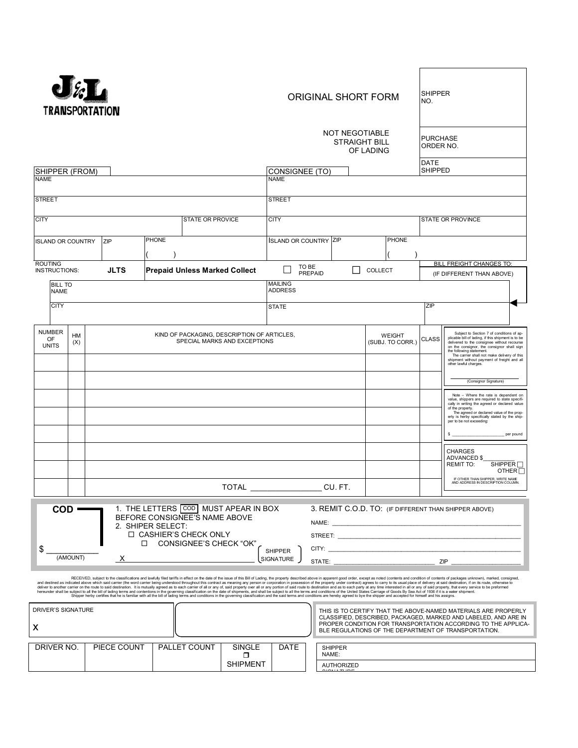# J&L TRANSPORTATION

**ORIGINAL SHORT FORM**

NOT NEGOTIABLE
STRAIGHT BILL
OF LADING

| SHIPPER NO. | |
|---|---|
| PURCHASE ORDER NO. | |
| DATE SHIPPED | |

| SHIPPER (FROM) | | | CONSIGNEE (TO) | | |
|---|---|---|---|---|---|
| NAME | | | NAME | | |
| STREET | | | STREET | | |
| CITY | | STATE OR PROVICE | CITY | | STATE OR PROVINCE |
| ISLAND OR COUNTRY | ZIP | PHONE ( ) | ISLAND OR COUNTRY | ZIP | PHONE ( ) |

ROUTING INSTRUCTIONS: **JLTS** **Prepaid Unless Marked Collect** ☐ TO BE PREPAID ☐ COLLECT

BILL FREIGHT CHANGES TO: (IF DIFFERENT THAN ABOVE)

| BILL TO NAME | MAILING ADDRESS | |
|---|---|---|
| CITY | STATE | ZIP |

| NUMBER OF UNITS | HM (X) | KIND OF PACKAGING, DESCRIPTION OF ARTICLES, SPECIAL MARKS AND EXCEPTIONS | WEIGHT (SUBJ. TO CORR.) | CLASS |
|---|---|---|---|---|
| | | | | |
| | | | | |
| | | | | |
| | | | | |
| | | | | |
| | | | | |
| | | | | |
| | | TOTAL ________________ CU. FT. | | |

Subject to Section 7 of conditions of applicable bill of lading, if this shipment is to be delivered to the consignee without recourse on the consignor, the consignor shall sign the following statement.
The carrier shall not make delivery of this shipment without payment of freight and all other lawful charges.

______________________
(Consignor Signature)

Note – Where the rate is dependent on value, shippers are required to state specifically in writing the agreed or declared value of the property.
The agreed or declared value of the property is herby specifically stated by the shipper to be not exceeding:

$ ____________________ per pound

CHARGES ADVANCED $__________
REMIT TO: SHIPPER ☐ OTHER ☐

IF OTHER THAN SHIPPER, WRITE NAME AND ADDRESS IN DESCRIPTION COLUMN.

**COD**

$ ____________ (AMOUNT)

1. THE LETTERS COD MUST APEAR IN BOX BEFORE CONSIGNEE'S NAME ABOVE
2. SHIPER SELECT:
   - ☐ CASHIER'S CHECK ONLY
   - ☐ CONSIGNEE'S CHECK "OK"

X ______________________________ SHIPPER SIGNATURE

3. REMIT C.O.D. TO: (IF DIFFERENT THAN SHIPPER ABOVE)

NAME: ______________________________
STREET: ______________________________
CITY: ______________________________
STATE: ____________________ ZIP ____________

RECEIVED, subject to the classifications and lawfully filed tariffs in effect on the date of the issue of this Bill of Lading, the property described above in apparent good order, except as noted (contents and condition of contents of packages unknown), marked, consigned, and destined as indicated above which said carrier (the word carrier being understood throughout this contract as meaning any person or corporation in possession of the property under contract) agrees to carry to its usual place of delivery at said destination, if on its route, otherwise to deliver to another carrier on the route to said destination. It is mutually agreed as to each carrier of all or any of, said property over all or any portion of said route to destination and as to each party at any time interested in all or any of said property, that every service to be preformed hereunder shall be subject to all the bill of lading terms and contentions in the governing classification on the date of shipments, and shall be subject to all the terms and conditions of the United States Carriage of Goods By Sea Act of 1936 if it is a water shipment.
Shipper herby certifies that he is familiar with all the bill of lading terms and conditions in the governing classification and the said terms and conditions are hereby agreed to bye the shipper and accepted for himself and his assigns.

DRIVER'S SIGNATURE

X

THIS IS TO CERTIFY THAT THE ABOVE-NAMED MATERIALS ARE PROPERLY CLASSIFIED, DESCRIBED, PACKAGED, MARKED AND LABELED, AND ARE IN PROPER CONDITION FOR TRANSPORTATION ACCORDING TO THE APPLICABLE REGULATIONS OF THE DEPARTMENT OF TRANSPORTATION.

| DRIVER NO. | PIECE COUNT | PALLET COUNT | SINGLE ☐ SHIPMENT | DATE |
|---|---|---|---|---|
| | | | | |

SHIPPER NAME:

AUTHORIZED SIGNATURE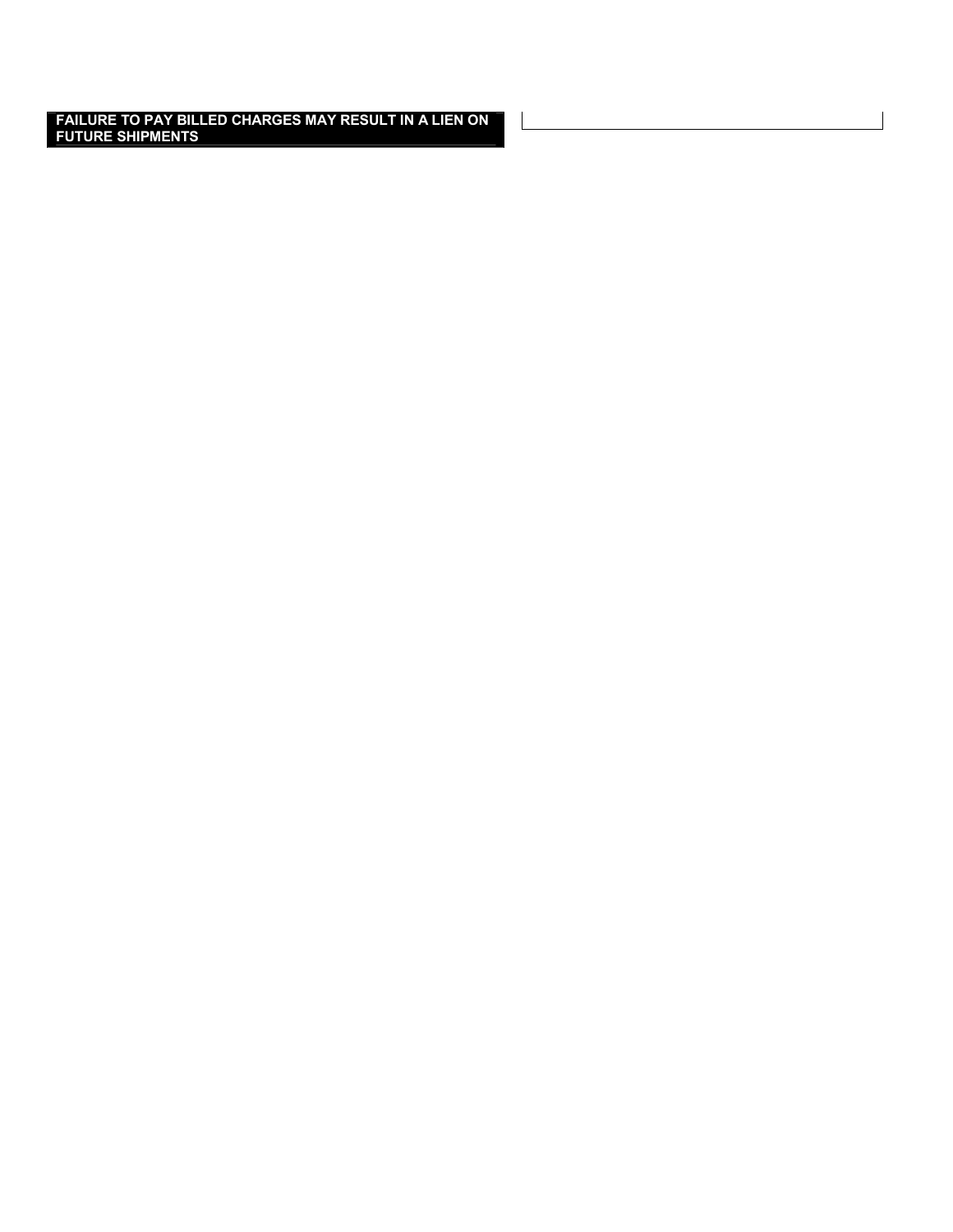**FAILURE TO PAY BILLED CHARGES MAY RESULT IN A LIEN ON FUTURE SHIPMENTS**